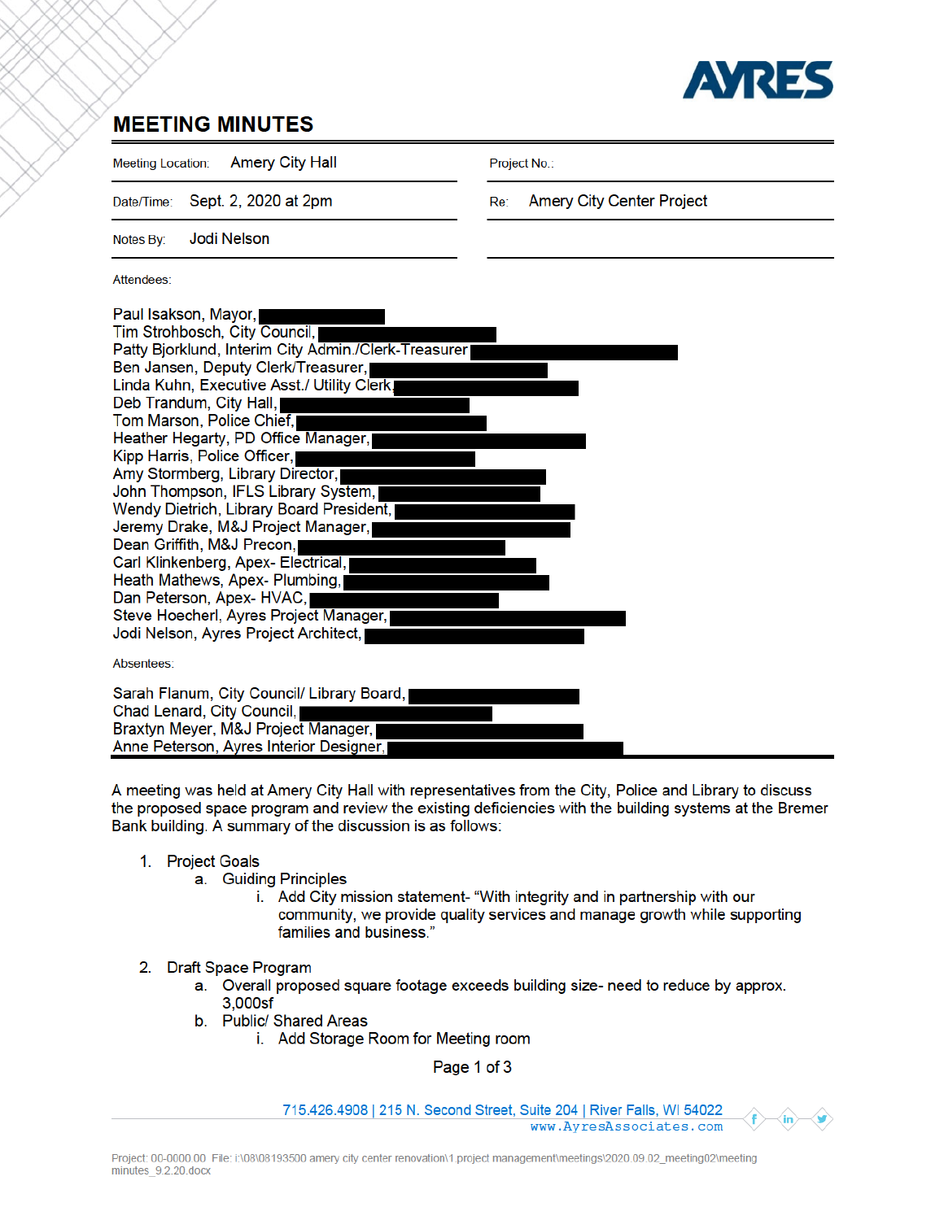AYRES

# MEETING MINUTES

| | | | |
|---|---|---|---|
| Meeting Location: | Amery City Hall | Project No.: | |
| Date/Time: | Sept. 2, 2020 at 2pm | Re: | Amery City Center Project |
| Notes By: | Jodi Nelson | | |

Attendees:

Paul Isakson, Mayor,
Tim Strohbosch, City Council,
Patty Bjorklund, Interim City Admin./Clerk-Treasurer
Ben Jansen, Deputy Clerk/Treasurer,
Linda Kuhn, Executive Asst./ Utility Clerk,
Deb Trandum, City Hall,
Tom Marson, Police Chief,
Heather Hegarty, PD Office Manager,
Kipp Harris, Police Officer,
Amy Stormberg, Library Director,
John Thompson, IFLS Library System,
Wendy Dietrich, Library Board President,
Jeremy Drake, M&J Project Manager,
Dean Griffith, M&J Precon,
Carl Klinkenberg, Apex- Electrical,
Heath Mathews, Apex- Plumbing,
Dan Peterson, Apex- HVAC,
Steve Hoecherl, Ayres Project Manager,
Jodi Nelson, Ayres Project Architect,

Absentees:

Sarah Flanum, City Council/ Library Board,
Chad Lenard, City Council,
Braxtyn Meyer, M&J Project Manager,
Anne Peterson, Ayres Interior Designer,

A meeting was held at Amery City Hall with representatives from the City, Police and Library to discuss the proposed space program and review the existing deficiencies with the building systems at the Bremer Bank building. A summary of the discussion is as follows:

1. Project Goals
   a. Guiding Principles
      i. Add City mission statement- "With integrity and in partnership with our community, we provide quality services and manage growth while supporting families and business."
2. Draft Space Program
   a. Overall proposed square footage exceeds building size- need to reduce by approx. 3,000sf
   b. Public/ Shared Areas
      i. Add Storage Room for Meeting room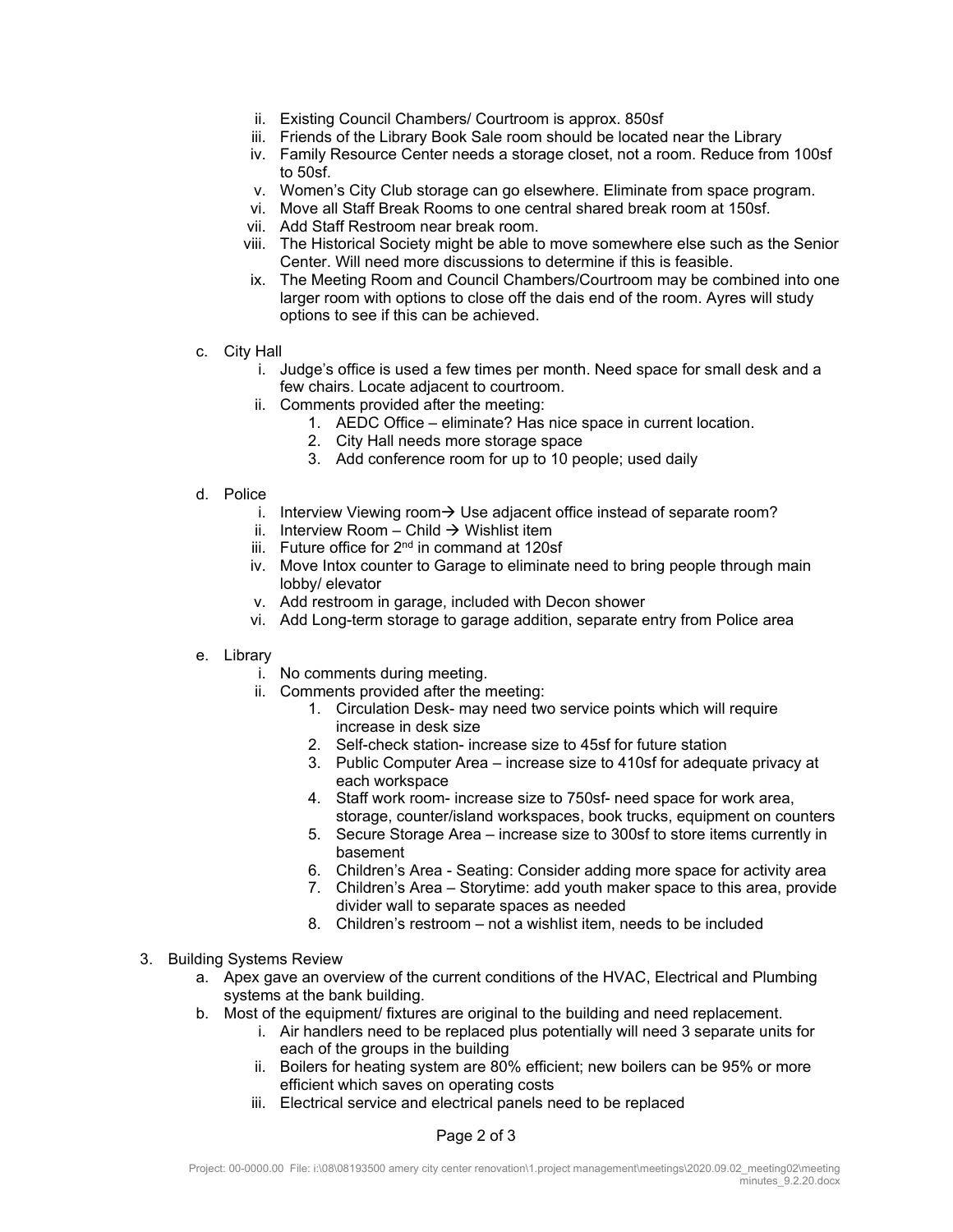ii. Existing Council Chambers/ Courtroom is approx. 850sf
   iii. Friends of the Library Book Sale room should be located near the Library
   iv. Family Resource Center needs a storage closet, not a room. Reduce from 100sf to 50sf.
   v. Women's City Club storage can go elsewhere. Eliminate from space program.
   vi. Move all Staff Break Rooms to one central shared break room at 150sf.
   vii. Add Staff Restroom near break room.
   viii. The Historical Society might be able to move somewhere else such as the Senior Center. Will need more discussions to determine if this is feasible.
   ix. The Meeting Room and Council Chambers/Courtroom may be combined into one larger room with options to close off the dais end of the room. Ayres will study options to see if this can be achieved.

c. City Hall
   i. Judge's office is used a few times per month. Need space for small desk and a few chairs. Locate adjacent to courtroom.
   ii. Comments provided after the meeting:
      1. AEDC Office – eliminate? Has nice space in current location.
      2. City Hall needs more storage space
      3. Add conference room for up to 10 people; used daily

d. Police
   i. Interview Viewing room→ Use adjacent office instead of separate room?
   ii. Interview Room – Child → Wishlist item
   iii. Future office for 2nd in command at 120sf
   iv. Move Intox counter to Garage to eliminate need to bring people through main lobby/ elevator
   v. Add restroom in garage, included with Decon shower
   vi. Add Long-term storage to garage addition, separate entry from Police area

e. Library
   i. No comments during meeting.
   ii. Comments provided after the meeting:
      1. Circulation Desk- may need two service points which will require increase in desk size
      2. Self-check station- increase size to 45sf for future station
      3. Public Computer Area – increase size to 410sf for adequate privacy at each workspace
      4. Staff work room- increase size to 750sf- need space for work area, storage, counter/island workspaces, book trucks, equipment on counters
      5. Secure Storage Area – increase size to 300sf to store items currently in basement
      6. Children's Area - Seating: Consider adding more space for activity area
      7. Children's Area – Storytime: add youth maker space to this area, provide divider wall to separate spaces as needed
      8. Children's restroom – not a wishlist item, needs to be included

3. Building Systems Review
   a. Apex gave an overview of the current conditions of the HVAC, Electrical and Plumbing systems at the bank building.
   b. Most of the equipment/ fixtures are original to the building and need replacement.
      i. Air handlers need to be replaced plus potentially will need 3 separate units for each of the groups in the building
      ii. Boilers for heating system are 80% efficient; new boilers can be 95% or more efficient which saves on operating costs
      iii. Electrical service and electrical panels need to be replaced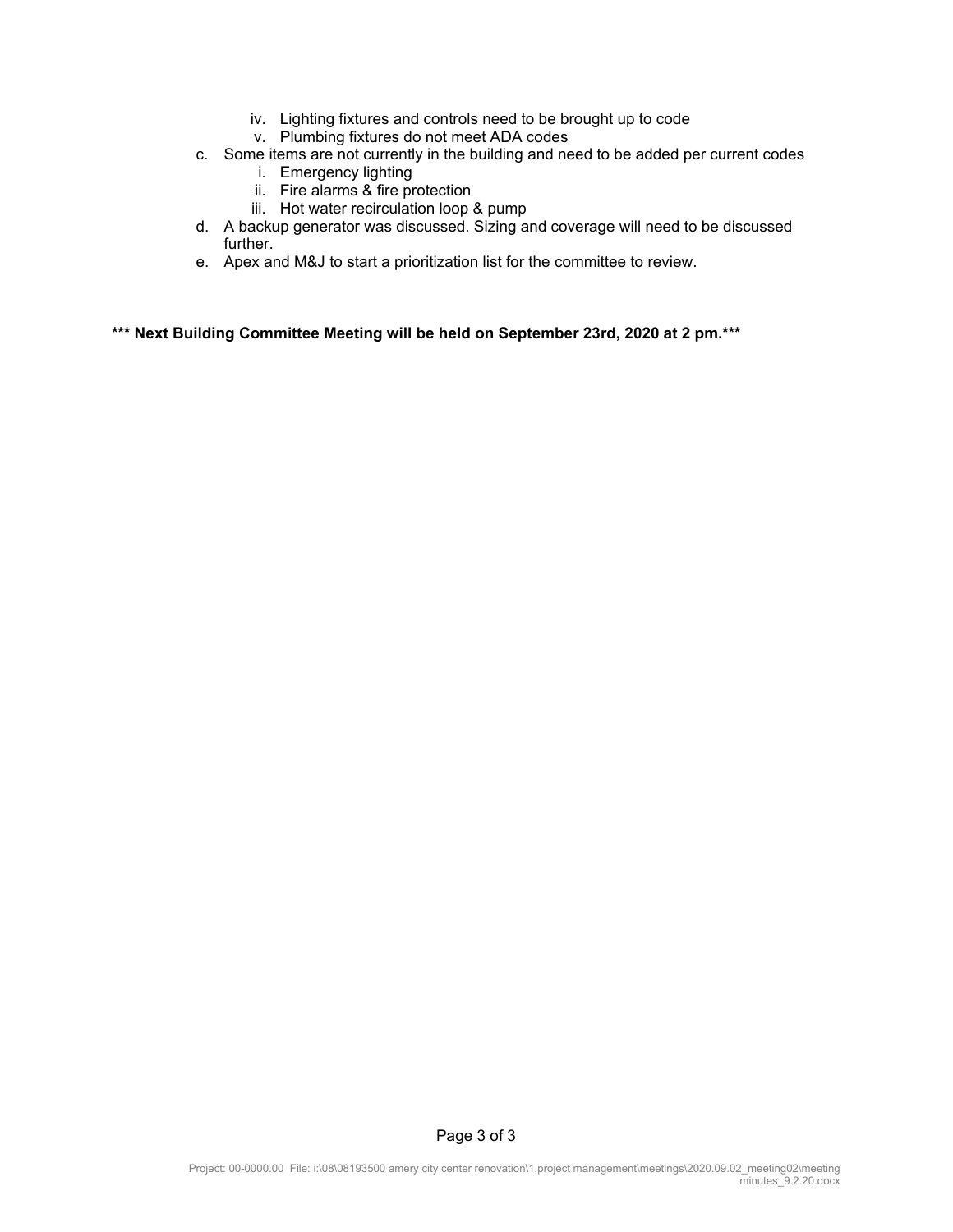iv. Lighting fixtures and controls need to be brought up to code
v. Plumbing fixtures do not meet ADA codes

c. Some items are not currently in the building and need to be added per current codes
   i. Emergency lighting
   ii. Fire alarms & fire protection
   iii. Hot water recirculation loop & pump
d. A backup generator was discussed. Sizing and coverage will need to be discussed further.
e. Apex and M&J to start a prioritization list for the committee to review.

**\*\*\* Next Building Committee Meeting will be held on September 23rd, 2020 at 2 pm.\*\*\***

Project: 00-0000.00 File: i:\08\08193500 amery city center renovation\1.project management\meetings\2020.09.02_meeting02\meeting minutes_9.2.20.docx